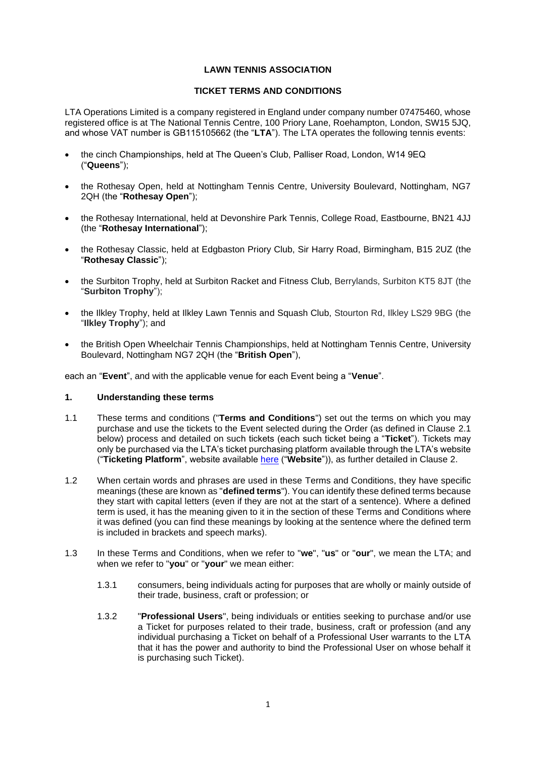# LAWN TENNIS ASSOCIATION

## TICKET TERMS AND CONDITIONS

LTA Operations Limited is a company registered in England under company number 07475460, whose registered office is at The National Tennis Centre, 100 Priory Lane, Roehampton, London, SW15 5JQ, and whose VAT number is GB115105662 (the "**LTA**"). The LTA operates the following tennis events:

- the cinch Championships, held at The Queen's Club, Palliser Road, London, W14 9EQ ("**Queens**");
- the Rothesay Open, held at Nottingham Tennis Centre, University Boulevard, Nottingham, NG7 2QH (the "**Rothesay Open**");
- the Rothesay International, held at Devonshire Park Tennis, College Road, Eastbourne, BN21 4JJ (the "**Rothesay International**");
- the Rothesay Classic, held at Edgbaston Priory Club, Sir Harry Road, Birmingham, B15 2UZ (the "**Rothesay Classic**");
- the Surbiton Trophy, held at Surbiton Racket and Fitness Club, Berrylands, Surbiton KT5 8JT (the "**Surbiton Trophy**");
- the Ilkley Trophy, held at Ilkley Lawn Tennis and Squash Club, Stourton Rd, Ilkley LS29 9BG (the "**Ilkley Trophy**"); and
- the British Open Wheelchair Tennis Championships, held at Nottingham Tennis Centre, University Boulevard, Nottingham NG7 2QH (the "**British Open**"),

each an "**Event**", and with the applicable venue for each Event being a "**Venue**".

### 1. Understanding these terms

1.1 These terms and conditions ("**Terms and Conditions**") set out the terms on which you may purchase and use the tickets to the Event selected during the Order (as defined in Clause 2.1 below) process and detailed on such tickets (each such ticket being a "**Ticket**"). Tickets may only be purchased via the LTA's ticket purchasing platform available through the LTA's website ("**Ticketing Platform**", website available here ("**Website**")), as further detailed in Clause 2.

1.2 When certain words and phrases are used in these Terms and Conditions, they have specific meanings (these are known as "**defined terms**"). You can identify these defined terms because they start with capital letters (even if they are not at the start of a sentence). Where a defined term is used, it has the meaning given to it in the section of these Terms and Conditions where it was defined (you can find these meanings by looking at the sentence where the defined term is included in brackets and speech marks).

1.3 In these Terms and Conditions, when we refer to "**we**", "**us**" or "**our**", we mean the LTA; and when we refer to "**you**" or "**your**" we mean either:

1.3.1 consumers, being individuals acting for purposes that are wholly or mainly outside of their trade, business, craft or profession; or

1.3.2 "**Professional Users**", being individuals or entities seeking to purchase and/or use a Ticket for purposes related to their trade, business, craft or profession (and any individual purchasing a Ticket on behalf of a Professional User warrants to the LTA that it has the power and authority to bind the Professional User on whose behalf it is purchasing such Ticket).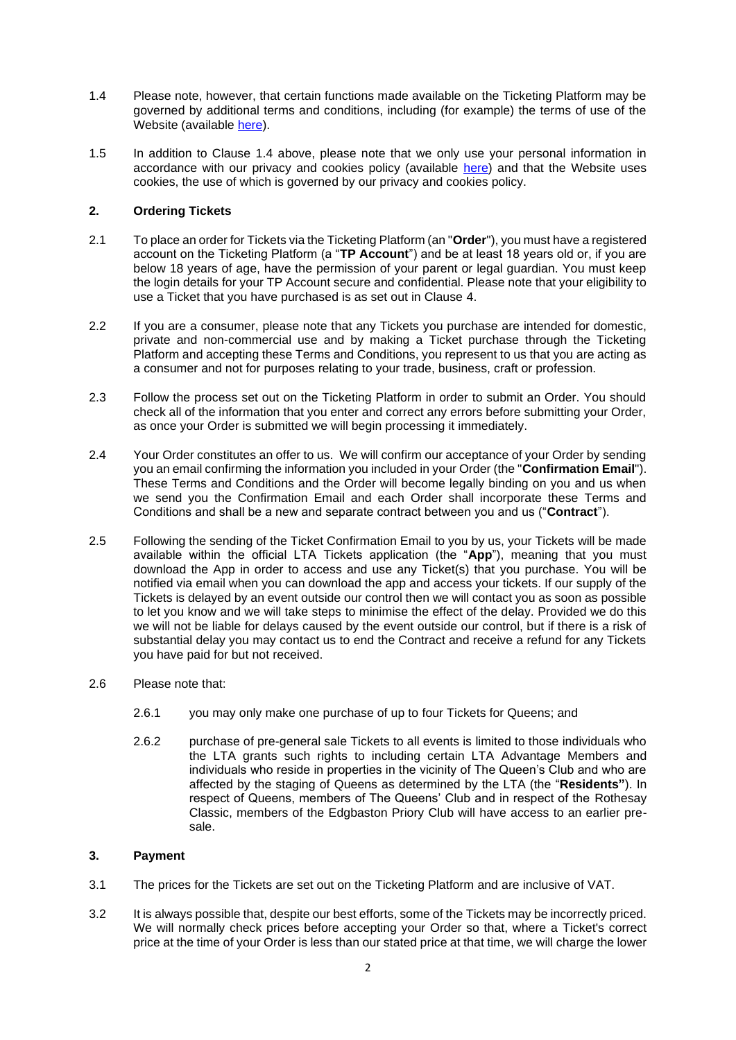1.4 Please note, however, that certain functions made available on the Ticketing Platform may be governed by additional terms and conditions, including (for example) the terms of use of the Website (available here).

1.5 In addition to Clause 1.4 above, please note that we only use your personal information in accordance with our privacy and cookies policy (available here) and that the Website uses cookies, the use of which is governed by our privacy and cookies policy.

## 2. Ordering Tickets

2.1 To place an order for Tickets via the Ticketing Platform (an "**Order**"), you must have a registered account on the Ticketing Platform (a "**TP Account**") and be at least 18 years old or, if you are below 18 years of age, have the permission of your parent or legal guardian. You must keep the login details for your TP Account secure and confidential. Please note that your eligibility to use a Ticket that you have purchased is as set out in Clause 4.

2.2 If you are a consumer, please note that any Tickets you purchase are intended for domestic, private and non-commercial use and by making a Ticket purchase through the Ticketing Platform and accepting these Terms and Conditions, you represent to us that you are acting as a consumer and not for purposes relating to your trade, business, craft or profession.

2.3 Follow the process set out on the Ticketing Platform in order to submit an Order. You should check all of the information that you enter and correct any errors before submitting your Order, as once your Order is submitted we will begin processing it immediately.

2.4 Your Order constitutes an offer to us. We will confirm our acceptance of your Order by sending you an email confirming the information you included in your Order (the "**Confirmation Email**"). These Terms and Conditions and the Order will become legally binding on you and us when we send you the Confirmation Email and each Order shall incorporate these Terms and Conditions and shall be a new and separate contract between you and us ("**Contract**").

2.5 Following the sending of the Ticket Confirmation Email to you by us, your Tickets will be made available within the official LTA Tickets application (the "**App**"), meaning that you must download the App in order to access and use any Ticket(s) that you purchase. You will be notified via email when you can download the app and access your tickets. If our supply of the Tickets is delayed by an event outside our control then we will contact you as soon as possible to let you know and we will take steps to minimise the effect of the delay. Provided we do this we will not be liable for delays caused by the event outside our control, but if there is a risk of substantial delay you may contact us to end the Contract and receive a refund for any Tickets you have paid for but not received.

2.6 Please note that:

2.6.1 you may only make one purchase of up to four Tickets for Queens; and

2.6.2 purchase of pre-general sale Tickets to all events is limited to those individuals who the LTA grants such rights to including certain LTA Advantage Members and individuals who reside in properties in the vicinity of The Queen's Club and who are affected by the staging of Queens as determined by the LTA (the "**Residents"**). In respect of Queens, members of The Queens' Club and in respect of the Rothesay Classic, members of the Edgbaston Priory Club will have access to an earlier pre-sale.

## 3. Payment

3.1 The prices for the Tickets are set out on the Ticketing Platform and are inclusive of VAT.

3.2 It is always possible that, despite our best efforts, some of the Tickets may be incorrectly priced. We will normally check prices before accepting your Order so that, where a Ticket's correct price at the time of your Order is less than our stated price at that time, we will charge the lower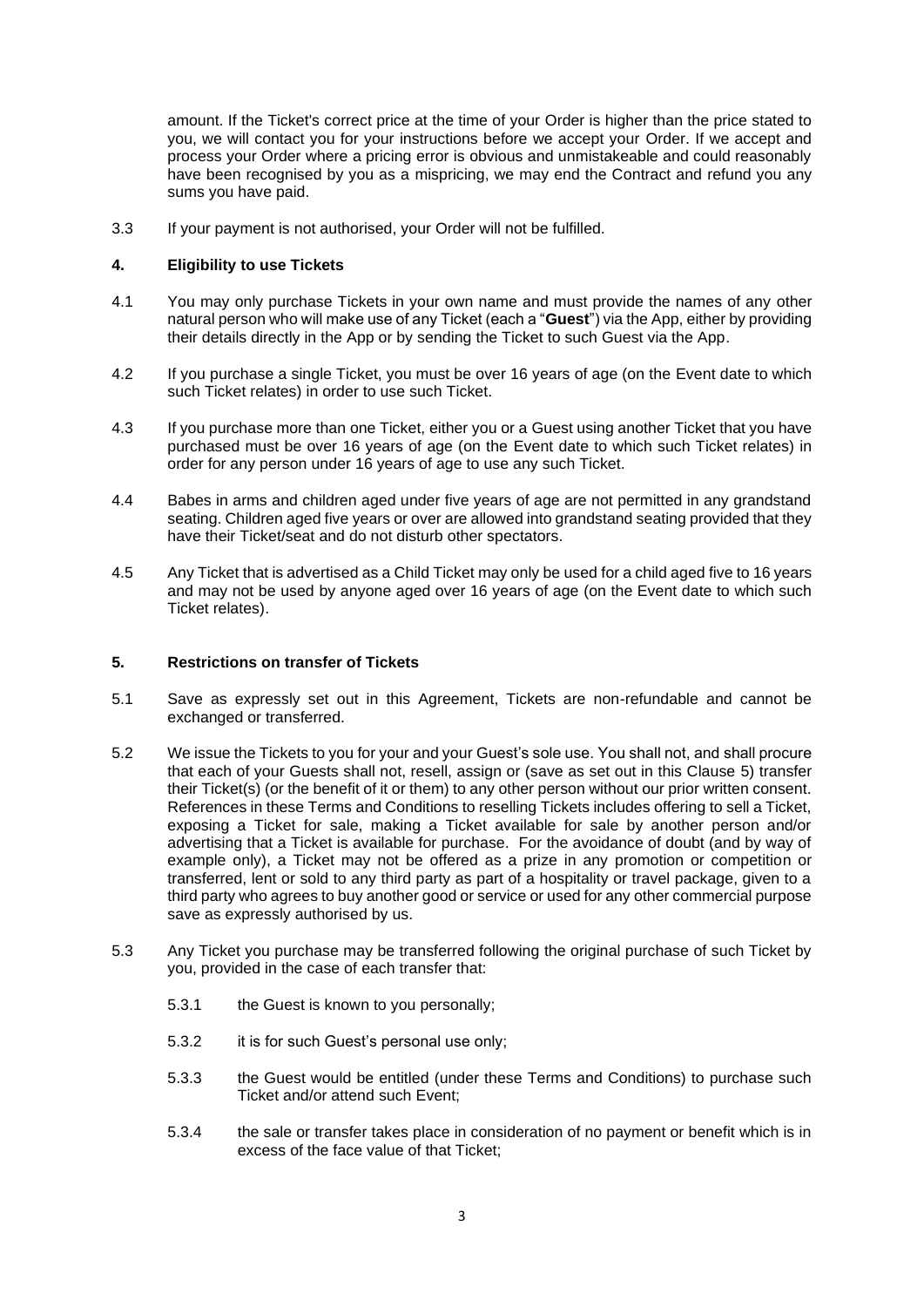amount. If the Ticket's correct price at the time of your Order is higher than the price stated to you, we will contact you for your instructions before we accept your Order. If we accept and process your Order where a pricing error is obvious and unmistakeable and could reasonably have been recognised by you as a mispricing, we may end the Contract and refund you any sums you have paid.

3.3 If your payment is not authorised, your Order will not be fulfilled.

## 4. Eligibility to use Tickets

4.1 You may only purchase Tickets in your own name and must provide the names of any other natural person who will make use of any Ticket (each a "**Guest**") via the App, either by providing their details directly in the App or by sending the Ticket to such Guest via the App.

4.2 If you purchase a single Ticket, you must be over 16 years of age (on the Event date to which such Ticket relates) in order to use such Ticket.

4.3 If you purchase more than one Ticket, either you or a Guest using another Ticket that you have purchased must be over 16 years of age (on the Event date to which such Ticket relates) in order for any person under 16 years of age to use any such Ticket.

4.4 Babes in arms and children aged under five years of age are not permitted in any grandstand seating. Children aged five years or over are allowed into grandstand seating provided that they have their Ticket/seat and do not disturb other spectators.

4.5 Any Ticket that is advertised as a Child Ticket may only be used for a child aged five to 16 years and may not be used by anyone aged over 16 years of age (on the Event date to which such Ticket relates).

## 5. Restrictions on transfer of Tickets

5.1 Save as expressly set out in this Agreement, Tickets are non-refundable and cannot be exchanged or transferred.

5.2 We issue the Tickets to you for your and your Guest's sole use. You shall not, and shall procure that each of your Guests shall not, resell, assign or (save as set out in this Clause 5) transfer their Ticket(s) (or the benefit of it or them) to any other person without our prior written consent. References in these Terms and Conditions to reselling Tickets includes offering to sell a Ticket, exposing a Ticket for sale, making a Ticket available for sale by another person and/or advertising that a Ticket is available for purchase. For the avoidance of doubt (and by way of example only), a Ticket may not be offered as a prize in any promotion or competition or transferred, lent or sold to any third party as part of a hospitality or travel package, given to a third party who agrees to buy another good or service or used for any other commercial purpose save as expressly authorised by us.

5.3 Any Ticket you purchase may be transferred following the original purchase of such Ticket by you, provided in the case of each transfer that:

5.3.1 the Guest is known to you personally;

5.3.2 it is for such Guest's personal use only;

5.3.3 the Guest would be entitled (under these Terms and Conditions) to purchase such Ticket and/or attend such Event;

5.3.4 the sale or transfer takes place in consideration of no payment or benefit which is in excess of the face value of that Ticket;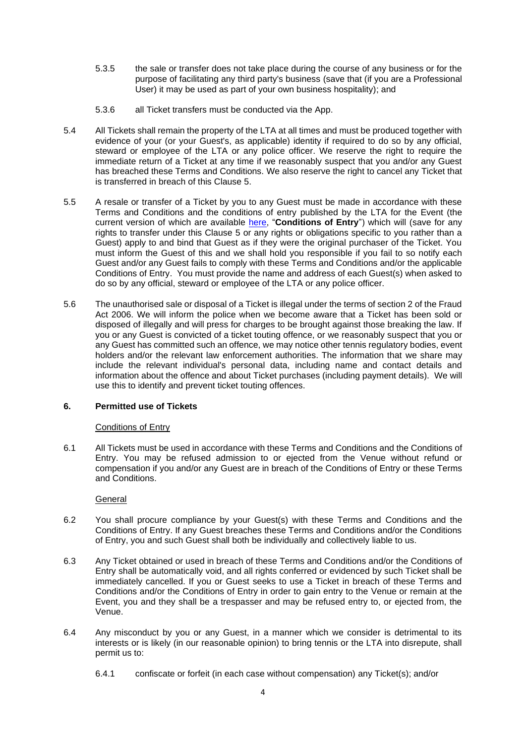5.3.5 the sale or transfer does not take place during the course of any business or for the purpose of facilitating any third party's business (save that (if you are a Professional User) it may be used as part of your own business hospitality); and

5.3.6 all Ticket transfers must be conducted via the App.

5.4 All Tickets shall remain the property of the LTA at all times and must be produced together with evidence of your (or your Guest's, as applicable) identity if required to do so by any official, steward or employee of the LTA or any police officer. We reserve the right to require the immediate return of a Ticket at any time if we reasonably suspect that you and/or any Guest has breached these Terms and Conditions. We also reserve the right to cancel any Ticket that is transferred in breach of this Clause 5.

5.5 A resale or transfer of a Ticket by you to any Guest must be made in accordance with these Terms and Conditions and the conditions of entry published by the LTA for the Event (the current version of which are available here, "**Conditions of Entry**") which will (save for any rights to transfer under this Clause 5 or any rights or obligations specific to you rather than a Guest) apply to and bind that Guest as if they were the original purchaser of the Ticket. You must inform the Guest of this and we shall hold you responsible if you fail to so notify each Guest and/or any Guest fails to comply with these Terms and Conditions and/or the applicable Conditions of Entry. You must provide the name and address of each Guest(s) when asked to do so by any official, steward or employee of the LTA or any police officer.

5.6 The unauthorised sale or disposal of a Ticket is illegal under the terms of section 2 of the Fraud Act 2006. We will inform the police when we become aware that a Ticket has been sold or disposed of illegally and will press for charges to be brought against those breaking the law. If you or any Guest is convicted of a ticket touting offence, or we reasonably suspect that you or any Guest has committed such an offence, we may notice other tennis regulatory bodies, event holders and/or the relevant law enforcement authorities. The information that we share may include the relevant individual's personal data, including name and contact details and information about the offence and about Ticket purchases (including payment details). We will use this to identify and prevent ticket touting offences.

## 6. Permitted use of Tickets

Conditions of Entry

6.1 All Tickets must be used in accordance with these Terms and Conditions and the Conditions of Entry. You may be refused admission to or ejected from the Venue without refund or compensation if you and/or any Guest are in breach of the Conditions of Entry or these Terms and Conditions.

General

6.2 You shall procure compliance by your Guest(s) with these Terms and Conditions and the Conditions of Entry. If any Guest breaches these Terms and Conditions and/or the Conditions of Entry, you and such Guest shall both be individually and collectively liable to us.

6.3 Any Ticket obtained or used in breach of these Terms and Conditions and/or the Conditions of Entry shall be automatically void, and all rights conferred or evidenced by such Ticket shall be immediately cancelled. If you or Guest seeks to use a Ticket in breach of these Terms and Conditions and/or the Conditions of Entry in order to gain entry to the Venue or remain at the Event, you and they shall be a trespasser and may be refused entry to, or ejected from, the Venue.

6.4 Any misconduct by you or any Guest, in a manner which we consider is detrimental to its interests or is likely (in our reasonable opinion) to bring tennis or the LTA into disrepute, shall permit us to:

6.4.1 confiscate or forfeit (in each case without compensation) any Ticket(s); and/or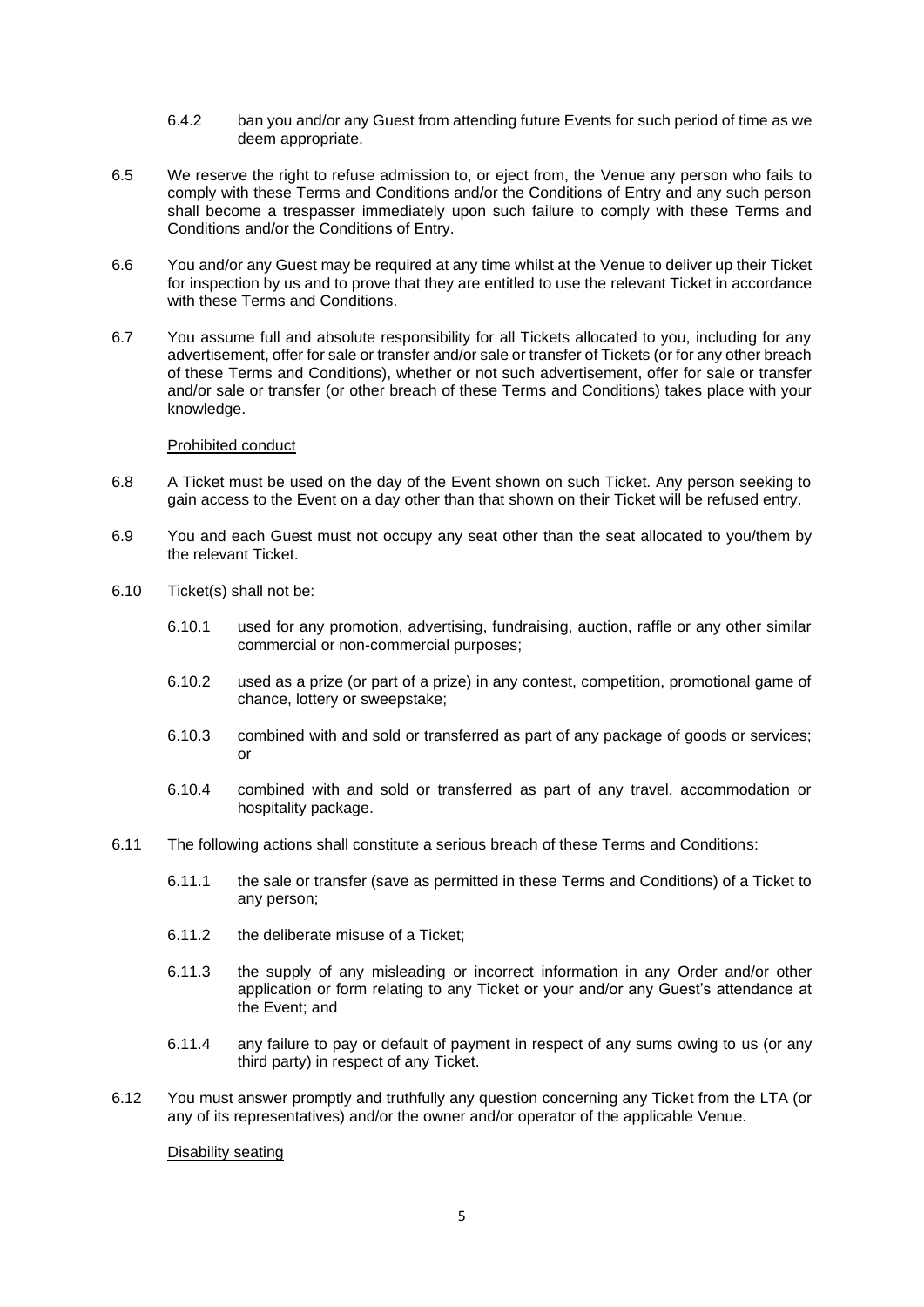6.4.2 ban you and/or any Guest from attending future Events for such period of time as we deem appropriate.

6.5 We reserve the right to refuse admission to, or eject from, the Venue any person who fails to comply with these Terms and Conditions and/or the Conditions of Entry and any such person shall become a trespasser immediately upon such failure to comply with these Terms and Conditions and/or the Conditions of Entry.

6.6 You and/or any Guest may be required at any time whilst at the Venue to deliver up their Ticket for inspection by us and to prove that they are entitled to use the relevant Ticket in accordance with these Terms and Conditions.

6.7 You assume full and absolute responsibility for all Tickets allocated to you, including for any advertisement, offer for sale or transfer and/or sale or transfer of Tickets (or for any other breach of these Terms and Conditions), whether or not such advertisement, offer for sale or transfer and/or sale or transfer (or other breach of these Terms and Conditions) takes place with your knowledge.

Prohibited conduct

6.8 A Ticket must be used on the day of the Event shown on such Ticket. Any person seeking to gain access to the Event on a day other than that shown on their Ticket will be refused entry.

6.9 You and each Guest must not occupy any seat other than the seat allocated to you/them by the relevant Ticket.

6.10 Ticket(s) shall not be:

6.10.1 used for any promotion, advertising, fundraising, auction, raffle or any other similar commercial or non-commercial purposes;

6.10.2 used as a prize (or part of a prize) in any contest, competition, promotional game of chance, lottery or sweepstake;

6.10.3 combined with and sold or transferred as part of any package of goods or services; or

6.10.4 combined with and sold or transferred as part of any travel, accommodation or hospitality package.

6.11 The following actions shall constitute a serious breach of these Terms and Conditions:

6.11.1 the sale or transfer (save as permitted in these Terms and Conditions) of a Ticket to any person;

6.11.2 the deliberate misuse of a Ticket;

6.11.3 the supply of any misleading or incorrect information in any Order and/or other application or form relating to any Ticket or your and/or any Guest's attendance at the Event; and

6.11.4 any failure to pay or default of payment in respect of any sums owing to us (or any third party) in respect of any Ticket.

6.12 You must answer promptly and truthfully any question concerning any Ticket from the LTA (or any of its representatives) and/or the owner and/or operator of the applicable Venue.

Disability seating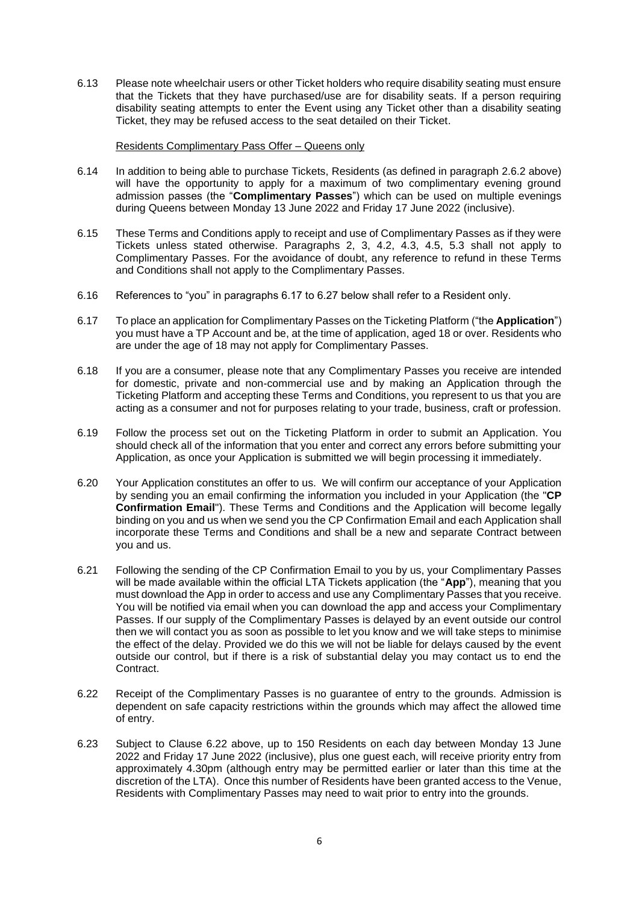6.13 Please note wheelchair users or other Ticket holders who require disability seating must ensure that the Tickets that they have purchased/use are for disability seats. If a person requiring disability seating attempts to enter the Event using any Ticket other than a disability seating Ticket, they may be refused access to the seat detailed on their Ticket.

Residents Complimentary Pass Offer – Queens only

6.14 In addition to being able to purchase Tickets, Residents (as defined in paragraph 2.6.2 above) will have the opportunity to apply for a maximum of two complimentary evening ground admission passes (the "**Complimentary Passes**") which can be used on multiple evenings during Queens between Monday 13 June 2022 and Friday 17 June 2022 (inclusive).

6.15 These Terms and Conditions apply to receipt and use of Complimentary Passes as if they were Tickets unless stated otherwise. Paragraphs 2, 3, 4.2, 4.3, 4.5, 5.3 shall not apply to Complimentary Passes. For the avoidance of doubt, any reference to refund in these Terms and Conditions shall not apply to the Complimentary Passes.

6.16 References to "you" in paragraphs 6.17 to 6.27 below shall refer to a Resident only.

6.17 To place an application for Complimentary Passes on the Ticketing Platform ("the **Application**") you must have a TP Account and be, at the time of application, aged 18 or over. Residents who are under the age of 18 may not apply for Complimentary Passes.

6.18 If you are a consumer, please note that any Complimentary Passes you receive are intended for domestic, private and non-commercial use and by making an Application through the Ticketing Platform and accepting these Terms and Conditions, you represent to us that you are acting as a consumer and not for purposes relating to your trade, business, craft or profession.

6.19 Follow the process set out on the Ticketing Platform in order to submit an Application. You should check all of the information that you enter and correct any errors before submitting your Application, as once your Application is submitted we will begin processing it immediately.

6.20 Your Application constitutes an offer to us. We will confirm our acceptance of your Application by sending you an email confirming the information you included in your Application (the "**CP Confirmation Email**"). These Terms and Conditions and the Application will become legally binding on you and us when we send you the CP Confirmation Email and each Application shall incorporate these Terms and Conditions and shall be a new and separate Contract between you and us.

6.21 Following the sending of the CP Confirmation Email to you by us, your Complimentary Passes will be made available within the official LTA Tickets application (the "**App**"), meaning that you must download the App in order to access and use any Complimentary Passes that you receive. You will be notified via email when you can download the app and access your Complimentary Passes. If our supply of the Complimentary Passes is delayed by an event outside our control then we will contact you as soon as possible to let you know and we will take steps to minimise the effect of the delay. Provided we do this we will not be liable for delays caused by the event outside our control, but if there is a risk of substantial delay you may contact us to end the Contract.

6.22 Receipt of the Complimentary Passes is no guarantee of entry to the grounds. Admission is dependent on safe capacity restrictions within the grounds which may affect the allowed time of entry.

6.23 Subject to Clause 6.22 above, up to 150 Residents on each day between Monday 13 June 2022 and Friday 17 June 2022 (inclusive), plus one guest each, will receive priority entry from approximately 4.30pm (although entry may be permitted earlier or later than this time at the discretion of the LTA). Once this number of Residents have been granted access to the Venue, Residents with Complimentary Passes may need to wait prior to entry into the grounds.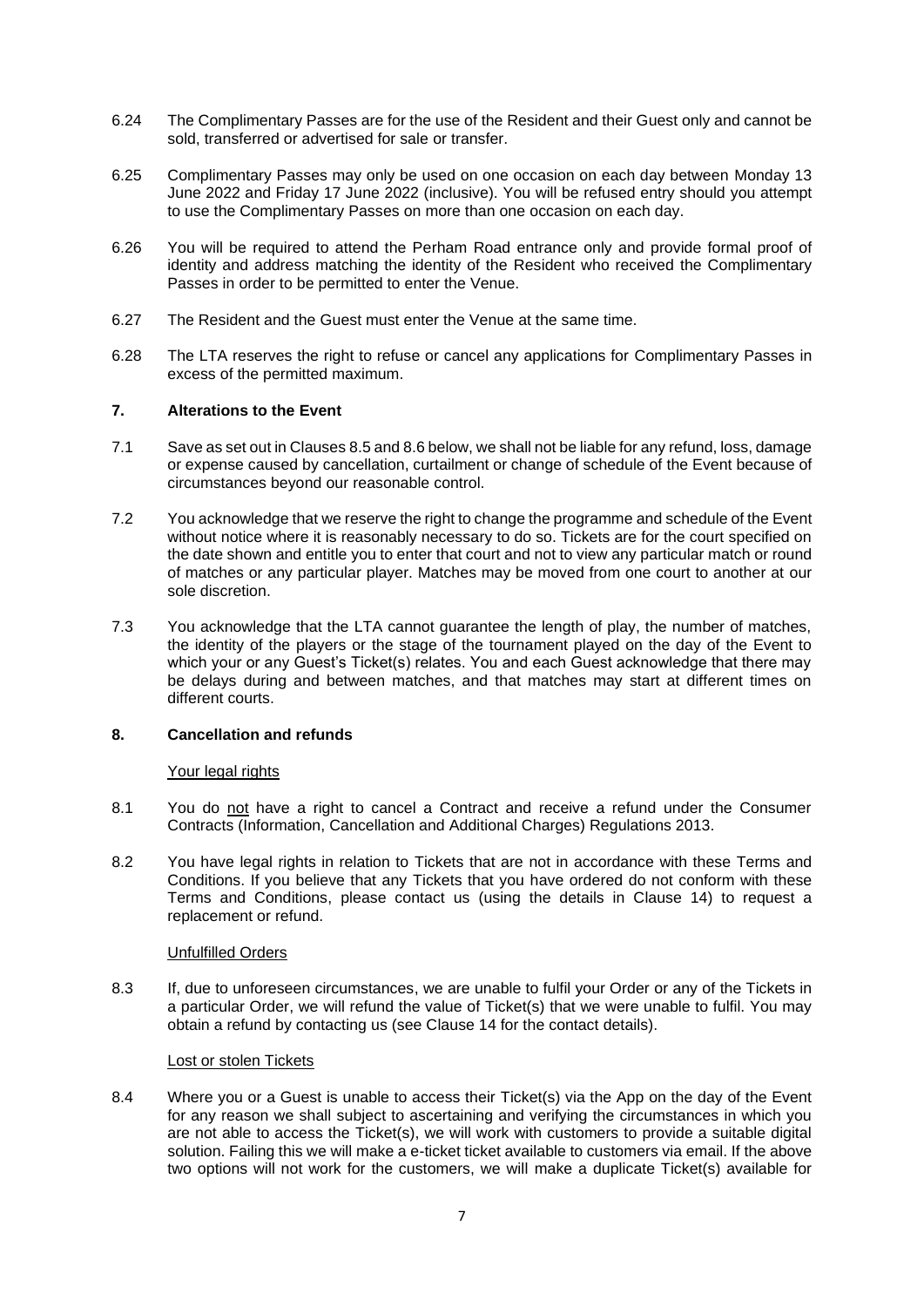6.24 The Complimentary Passes are for the use of the Resident and their Guest only and cannot be sold, transferred or advertised for sale or transfer.

6.25 Complimentary Passes may only be used on one occasion on each day between Monday 13 June 2022 and Friday 17 June 2022 (inclusive). You will be refused entry should you attempt to use the Complimentary Passes on more than one occasion on each day.

6.26 You will be required to attend the Perham Road entrance only and provide formal proof of identity and address matching the identity of the Resident who received the Complimentary Passes in order to be permitted to enter the Venue.

6.27 The Resident and the Guest must enter the Venue at the same time.

6.28 The LTA reserves the right to refuse or cancel any applications for Complimentary Passes in excess of the permitted maximum.

## 7. Alterations to the Event

7.1 Save as set out in Clauses 8.5 and 8.6 below, we shall not be liable for any refund, loss, damage or expense caused by cancellation, curtailment or change of schedule of the Event because of circumstances beyond our reasonable control.

7.2 You acknowledge that we reserve the right to change the programme and schedule of the Event without notice where it is reasonably necessary to do so. Tickets are for the court specified on the date shown and entitle you to enter that court and not to view any particular match or round of matches or any particular player. Matches may be moved from one court to another at our sole discretion.

7.3 You acknowledge that the LTA cannot guarantee the length of play, the number of matches, the identity of the players or the stage of the tournament played on the day of the Event to which your or any Guest's Ticket(s) relates. You and each Guest acknowledge that there may be delays during and between matches, and that matches may start at different times on different courts.

## 8. Cancellation and refunds

Your legal rights

8.1 You do not have a right to cancel a Contract and receive a refund under the Consumer Contracts (Information, Cancellation and Additional Charges) Regulations 2013.

8.2 You have legal rights in relation to Tickets that are not in accordance with these Terms and Conditions. If you believe that any Tickets that you have ordered do not conform with these Terms and Conditions, please contact us (using the details in Clause 14) to request a replacement or refund.

Unfulfilled Orders

8.3 If, due to unforeseen circumstances, we are unable to fulfil your Order or any of the Tickets in a particular Order, we will refund the value of Ticket(s) that we were unable to fulfil. You may obtain a refund by contacting us (see Clause 14 for the contact details).

Lost or stolen Tickets

8.4 Where you or a Guest is unable to access their Ticket(s) via the App on the day of the Event for any reason we shall subject to ascertaining and verifying the circumstances in which you are not able to access the Ticket(s), we will work with customers to provide a suitable digital solution. Failing this we will make a e-ticket ticket available to customers via email. If the above two options will not work for the customers, we will make a duplicate Ticket(s) available for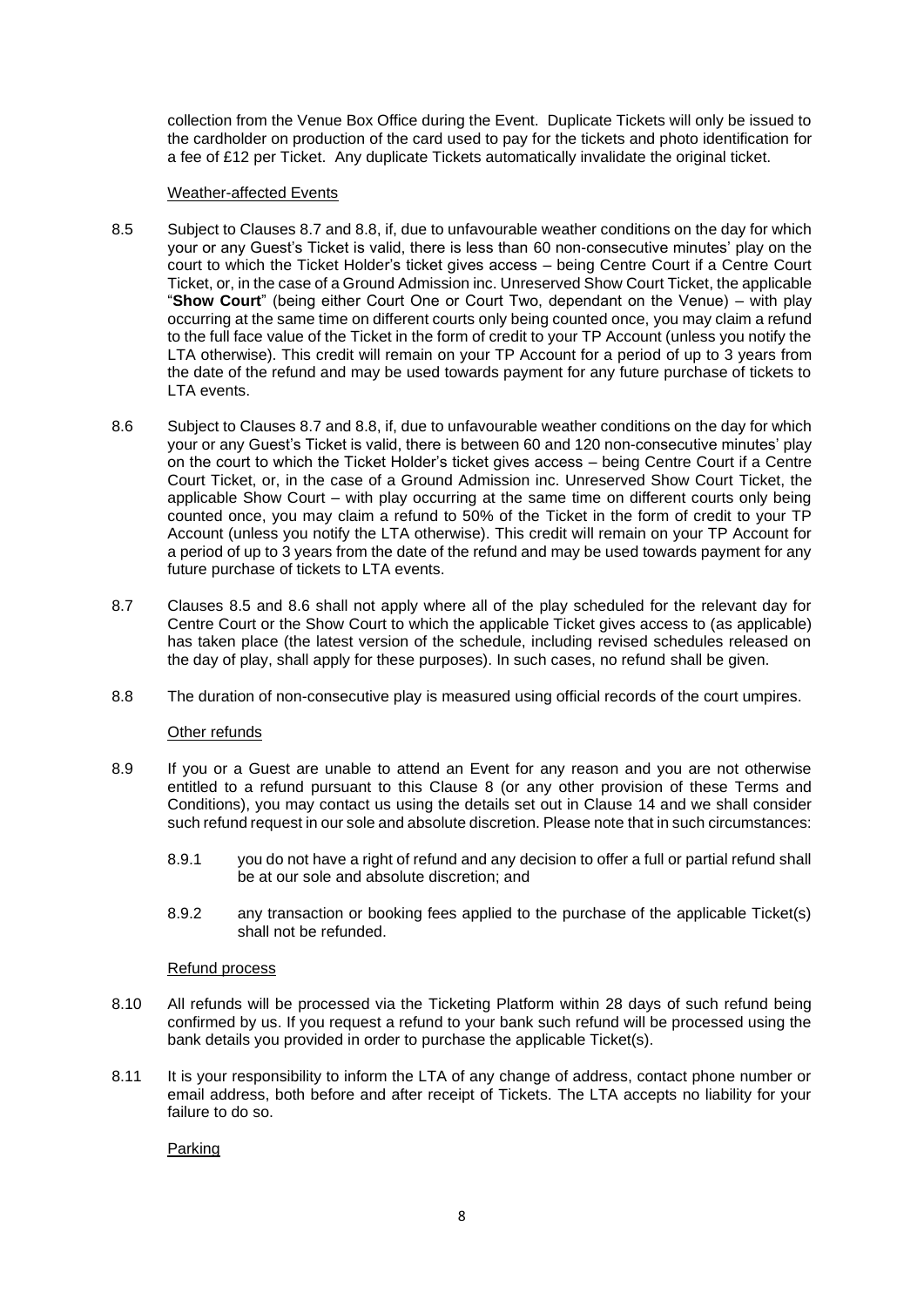collection from the Venue Box Office during the Event. Duplicate Tickets will only be issued to the cardholder on production of the card used to pay for the tickets and photo identification for a fee of £12 per Ticket. Any duplicate Tickets automatically invalidate the original ticket.

Weather-affected Events

8.5 Subject to Clauses 8.7 and 8.8, if, due to unfavourable weather conditions on the day for which your or any Guest's Ticket is valid, there is less than 60 non-consecutive minutes' play on the court to which the Ticket Holder's ticket gives access – being Centre Court if a Centre Court Ticket, or, in the case of a Ground Admission inc. Unreserved Show Court Ticket, the applicable "**Show Court**" (being either Court One or Court Two, dependant on the Venue) – with play occurring at the same time on different courts only being counted once, you may claim a refund to the full face value of the Ticket in the form of credit to your TP Account (unless you notify the LTA otherwise). This credit will remain on your TP Account for a period of up to 3 years from the date of the refund and may be used towards payment for any future purchase of tickets to LTA events.

8.6 Subject to Clauses 8.7 and 8.8, if, due to unfavourable weather conditions on the day for which your or any Guest's Ticket is valid, there is between 60 and 120 non-consecutive minutes' play on the court to which the Ticket Holder's ticket gives access – being Centre Court if a Centre Court Ticket, or, in the case of a Ground Admission inc. Unreserved Show Court Ticket, the applicable Show Court – with play occurring at the same time on different courts only being counted once, you may claim a refund to 50% of the Ticket in the form of credit to your TP Account (unless you notify the LTA otherwise). This credit will remain on your TP Account for a period of up to 3 years from the date of the refund and may be used towards payment for any future purchase of tickets to LTA events.

8.7 Clauses 8.5 and 8.6 shall not apply where all of the play scheduled for the relevant day for Centre Court or the Show Court to which the applicable Ticket gives access to (as applicable) has taken place (the latest version of the schedule, including revised schedules released on the day of play, shall apply for these purposes). In such cases, no refund shall be given.

8.8 The duration of non-consecutive play is measured using official records of the court umpires.

Other refunds

8.9 If you or a Guest are unable to attend an Event for any reason and you are not otherwise entitled to a refund pursuant to this Clause 8 (or any other provision of these Terms and Conditions), you may contact us using the details set out in Clause 14 and we shall consider such refund request in our sole and absolute discretion. Please note that in such circumstances:

8.9.1 you do not have a right of refund and any decision to offer a full or partial refund shall be at our sole and absolute discretion; and

8.9.2 any transaction or booking fees applied to the purchase of the applicable Ticket(s) shall not be refunded.

Refund process

8.10 All refunds will be processed via the Ticketing Platform within 28 days of such refund being confirmed by us. If you request a refund to your bank such refund will be processed using the bank details you provided in order to purchase the applicable Ticket(s).

8.11 It is your responsibility to inform the LTA of any change of address, contact phone number or email address, both before and after receipt of Tickets. The LTA accepts no liability for your failure to do so.

Parking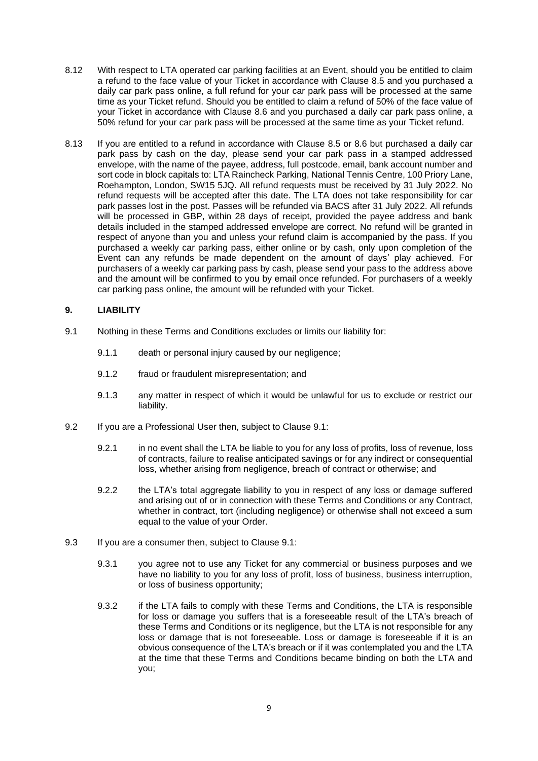8.12 With respect to LTA operated car parking facilities at an Event, should you be entitled to claim a refund to the face value of your Ticket in accordance with Clause 8.5 and you purchased a daily car park pass online, a full refund for your car park pass will be processed at the same time as your Ticket refund. Should you be entitled to claim a refund of 50% of the face value of your Ticket in accordance with Clause 8.6 and you purchased a daily car park pass online, a 50% refund for your car park pass will be processed at the same time as your Ticket refund.

8.13 If you are entitled to a refund in accordance with Clause 8.5 or 8.6 but purchased a daily car park pass by cash on the day, please send your car park pass in a stamped addressed envelope, with the name of the payee, address, full postcode, email, bank account number and sort code in block capitals to: LTA Raincheck Parking, National Tennis Centre, 100 Priory Lane, Roehampton, London, SW15 5JQ. All refund requests must be received by 31 July 2022. No refund requests will be accepted after this date. The LTA does not take responsibility for car park passes lost in the post. Passes will be refunded via BACS after 31 July 2022. All refunds will be processed in GBP, within 28 days of receipt, provided the payee address and bank details included in the stamped addressed envelope are correct. No refund will be granted in respect of anyone than you and unless your refund claim is accompanied by the pass. If you purchased a weekly car parking pass, either online or by cash, only upon completion of the Event can any refunds be made dependent on the amount of days' play achieved. For purchasers of a weekly car parking pass by cash, please send your pass to the address above and the amount will be confirmed to you by email once refunded. For purchasers of a weekly car parking pass online, the amount will be refunded with your Ticket.

## 9. LIABILITY

9.1 Nothing in these Terms and Conditions excludes or limits our liability for:

9.1.1 death or personal injury caused by our negligence;

9.1.2 fraud or fraudulent misrepresentation; and

9.1.3 any matter in respect of which it would be unlawful for us to exclude or restrict our liability.

9.2 If you are a Professional User then, subject to Clause 9.1:

9.2.1 in no event shall the LTA be liable to you for any loss of profits, loss of revenue, loss of contracts, failure to realise anticipated savings or for any indirect or consequential loss, whether arising from negligence, breach of contract or otherwise; and

9.2.2 the LTA's total aggregate liability to you in respect of any loss or damage suffered and arising out of or in connection with these Terms and Conditions or any Contract, whether in contract, tort (including negligence) or otherwise shall not exceed a sum equal to the value of your Order.

9.3 If you are a consumer then, subject to Clause 9.1:

9.3.1 you agree not to use any Ticket for any commercial or business purposes and we have no liability to you for any loss of profit, loss of business, business interruption, or loss of business opportunity;

9.3.2 if the LTA fails to comply with these Terms and Conditions, the LTA is responsible for loss or damage you suffers that is a foreseeable result of the LTA's breach of these Terms and Conditions or its negligence, but the LTA is not responsible for any loss or damage that is not foreseeable. Loss or damage is foreseeable if it is an obvious consequence of the LTA's breach or if it was contemplated you and the LTA at the time that these Terms and Conditions became binding on both the LTA and you;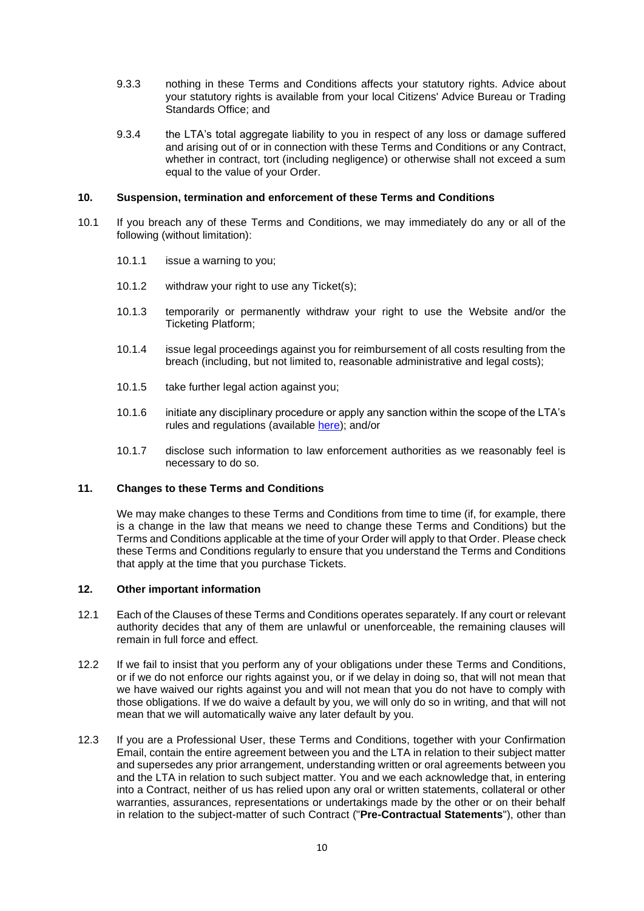9.3.3 nothing in these Terms and Conditions affects your statutory rights. Advice about your statutory rights is available from your local Citizens' Advice Bureau or Trading Standards Office; and

9.3.4 the LTA's total aggregate liability to you in respect of any loss or damage suffered and arising out of or in connection with these Terms and Conditions or any Contract, whether in contract, tort (including negligence) or otherwise shall not exceed a sum equal to the value of your Order.

## 10. Suspension, termination and enforcement of these Terms and Conditions

10.1 If you breach any of these Terms and Conditions, we may immediately do any or all of the following (without limitation):

10.1.1 issue a warning to you;

10.1.2 withdraw your right to use any Ticket(s);

10.1.3 temporarily or permanently withdraw your right to use the Website and/or the Ticketing Platform;

10.1.4 issue legal proceedings against you for reimbursement of all costs resulting from the breach (including, but not limited to, reasonable administrative and legal costs);

10.1.5 take further legal action against you;

10.1.6 initiate any disciplinary procedure or apply any sanction within the scope of the LTA's rules and regulations (available here); and/or

10.1.7 disclose such information to law enforcement authorities as we reasonably feel is necessary to do so.

## 11. Changes to these Terms and Conditions

We may make changes to these Terms and Conditions from time to time (if, for example, there is a change in the law that means we need to change these Terms and Conditions) but the Terms and Conditions applicable at the time of your Order will apply to that Order. Please check these Terms and Conditions regularly to ensure that you understand the Terms and Conditions that apply at the time that you purchase Tickets.

## 12. Other important information

12.1 Each of the Clauses of these Terms and Conditions operates separately. If any court or relevant authority decides that any of them are unlawful or unenforceable, the remaining clauses will remain in full force and effect.

12.2 If we fail to insist that you perform any of your obligations under these Terms and Conditions, or if we do not enforce our rights against you, or if we delay in doing so, that will not mean that we have waived our rights against you and will not mean that you do not have to comply with those obligations. If we do waive a default by you, we will only do so in writing, and that will not mean that we will automatically waive any later default by you.

12.3 If you are a Professional User, these Terms and Conditions, together with your Confirmation Email, contain the entire agreement between you and the LTA in relation to their subject matter and supersedes any prior arrangement, understanding written or oral agreements between you and the LTA in relation to such subject matter. You and we each acknowledge that, in entering into a Contract, neither of us has relied upon any oral or written statements, collateral or other warranties, assurances, representations or undertakings made by the other or on their behalf in relation to the subject-matter of such Contract ("**Pre-Contractual Statements**"), other than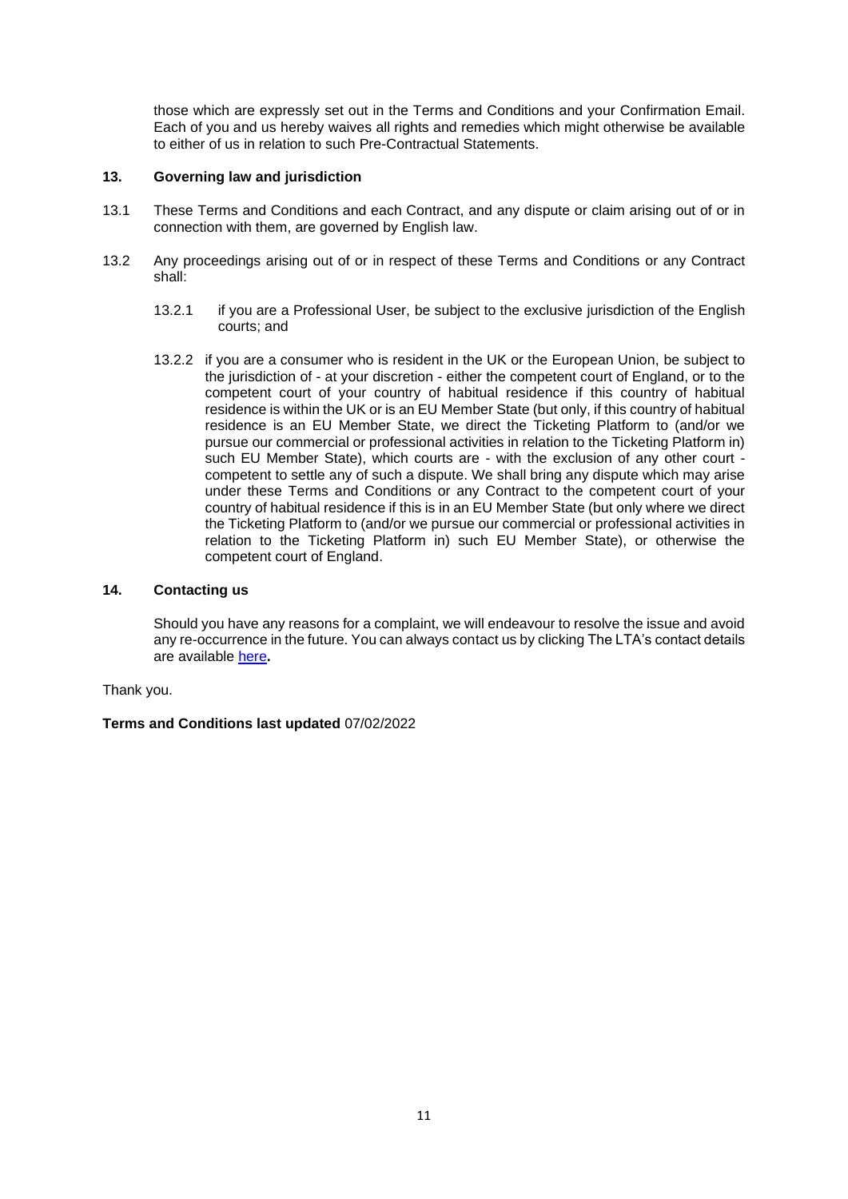those which are expressly set out in the Terms and Conditions and your Confirmation Email. Each of you and us hereby waives all rights and remedies which might otherwise be available to either of us in relation to such Pre-Contractual Statements.

## 13. Governing law and jurisdiction

13.1 These Terms and Conditions and each Contract, and any dispute or claim arising out of or in connection with them, are governed by English law.

13.2 Any proceedings arising out of or in respect of these Terms and Conditions or any Contract shall:

13.2.1 if you are a Professional User, be subject to the exclusive jurisdiction of the English courts; and

13.2.2 if you are a consumer who is resident in the UK or the European Union, be subject to the jurisdiction of - at your discretion - either the competent court of England, or to the competent court of your country of habitual residence if this country of habitual residence is within the UK or is an EU Member State (but only, if this country of habitual residence is an EU Member State, we direct the Ticketing Platform to (and/or we pursue our commercial or professional activities in relation to the Ticketing Platform in) such EU Member State), which courts are - with the exclusion of any other court - competent to settle any of such a dispute. We shall bring any dispute which may arise under these Terms and Conditions or any Contract to the competent court of your country of habitual residence if this is in an EU Member State (but only where we direct the Ticketing Platform to (and/or we pursue our commercial or professional activities in relation to the Ticketing Platform in) such EU Member State), or otherwise the competent court of England.

## 14. Contacting us

Should you have any reasons for a complaint, we will endeavour to resolve the issue and avoid any re-occurrence in the future. You can always contact us by clicking The LTA's contact details are available here**.**

Thank you.

**Terms and Conditions last updated** 07/02/2022